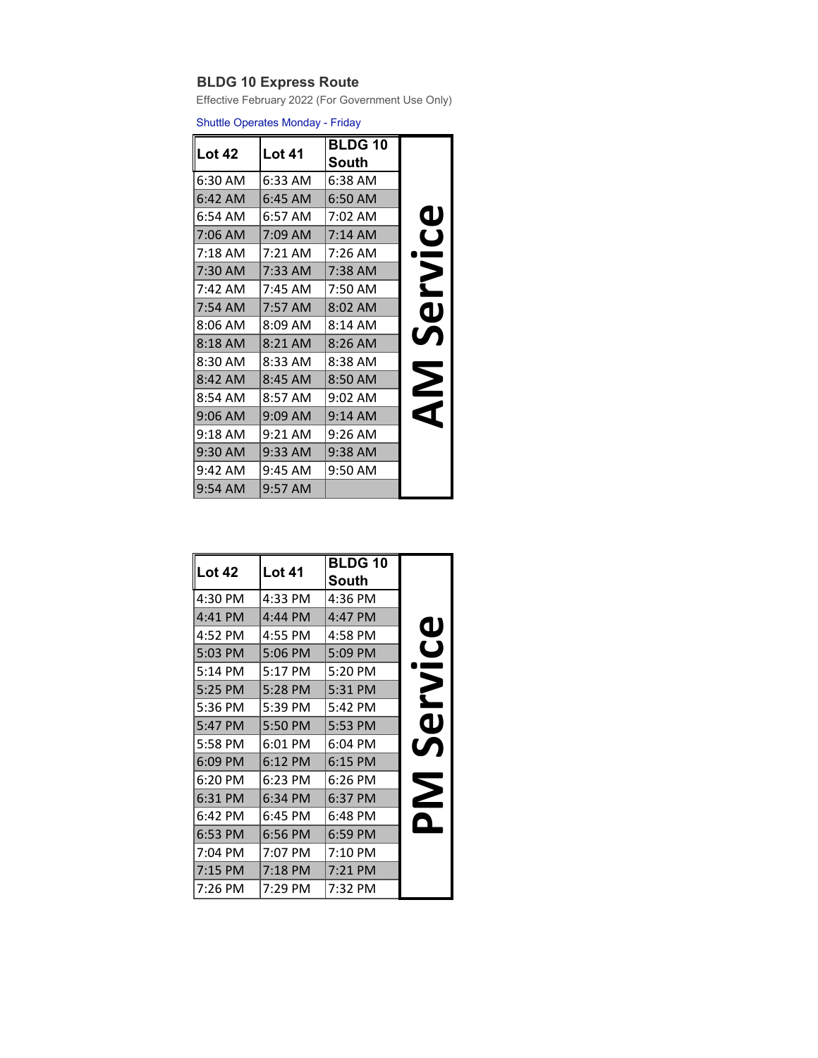## BLDG 10 Express Route

Effective February 2022 (For Government Use Only)

Shuttle Operates Monday - Friday

**AM Service**

| Lot 42 | Lot 41 | BLDG 10 South |
|---|---|---|
| 6:30 AM | 6:33 AM | 6:38 AM |
| 6:42 AM | 6:45 AM | 6:50 AM |
| 6:54 AM | 6:57 AM | 7:02 AM |
| 7:06 AM | 7:09 AM | 7:14 AM |
| 7:18 AM | 7:21 AM | 7:26 AM |
| 7:30 AM | 7:33 AM | 7:38 AM |
| 7:42 AM | 7:45 AM | 7:50 AM |
| 7:54 AM | 7:57 AM | 8:02 AM |
| 8:06 AM | 8:09 AM | 8:14 AM |
| 8:18 AM | 8:21 AM | 8:26 AM |
| 8:30 AM | 8:33 AM | 8:38 AM |
| 8:42 AM | 8:45 AM | 8:50 AM |
| 8:54 AM | 8:57 AM | 9:02 AM |
| 9:06 AM | 9:09 AM | 9:14 AM |
| 9:18 AM | 9:21 AM | 9:26 AM |
| 9:30 AM | 9:33 AM | 9:38 AM |
| 9:42 AM | 9:45 AM | 9:50 AM |
| 9:54 AM | 9:57 AM | |

**PM Service**

| Lot 42 | Lot 41 | BLDG 10 South |
|---|---|---|
| 4:30 PM | 4:33 PM | 4:36 PM |
| 4:41 PM | 4:44 PM | 4:47 PM |
| 4:52 PM | 4:55 PM | 4:58 PM |
| 5:03 PM | 5:06 PM | 5:09 PM |
| 5:14 PM | 5:17 PM | 5:20 PM |
| 5:25 PM | 5:28 PM | 5:31 PM |
| 5:36 PM | 5:39 PM | 5:42 PM |
| 5:47 PM | 5:50 PM | 5:53 PM |
| 5:58 PM | 6:01 PM | 6:04 PM |
| 6:09 PM | 6:12 PM | 6:15 PM |
| 6:20 PM | 6:23 PM | 6:26 PM |
| 6:31 PM | 6:34 PM | 6:37 PM |
| 6:42 PM | 6:45 PM | 6:48 PM |
| 6:53 PM | 6:56 PM | 6:59 PM |
| 7:04 PM | 7:07 PM | 7:10 PM |
| 7:15 PM | 7:18 PM | 7:21 PM |
| 7:26 PM | 7:29 PM | 7:32 PM |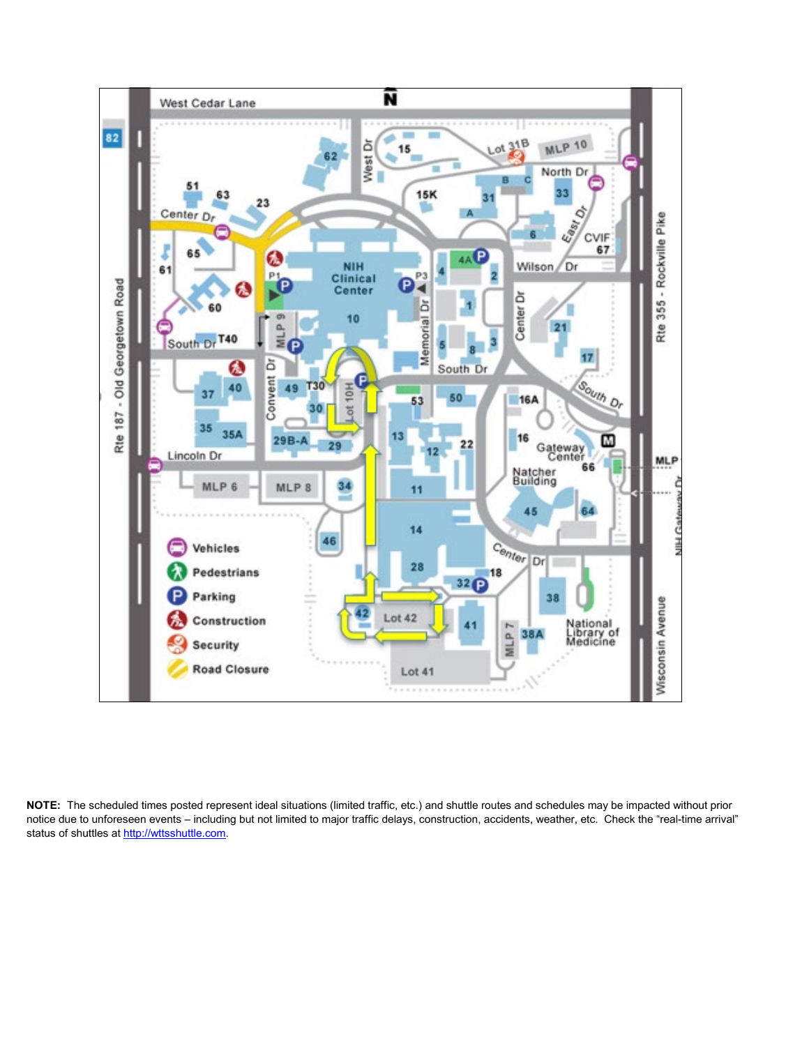West Cedar Lane

N

82

Rte 187 - Old Georgetown Road

Rte 355 - Rockville Pike

Wisconsin Avenue

NIH Gateway Dr

West Dr

Center Dr

North Dr

East Dr

Wilson Dr

South Dr

Memorial Dr

Convent Dr

Lincoln Dr

Lot 31B

MLP 10

CVIF

NIH Clinical Center

P1

P3

MLP 9

Lot 10H

T30

T40

MLP 6

MLP 8

MLP 7

MLP

Gateway Center

Natcher Building

National Library of Medicine

Lot 42

Lot 41

Vehicles

Pedestrians

Parking

Construction

Security

Road Closure

**NOTE:** The scheduled times posted represent ideal situations (limited traffic, etc.) and shuttle routes and schedules may be impacted without prior notice due to unforeseen events – including but not limited to major traffic delays, construction, accidents, weather, etc. Check the "real-time arrival" status of shuttles at http://wttsshuttle.com.